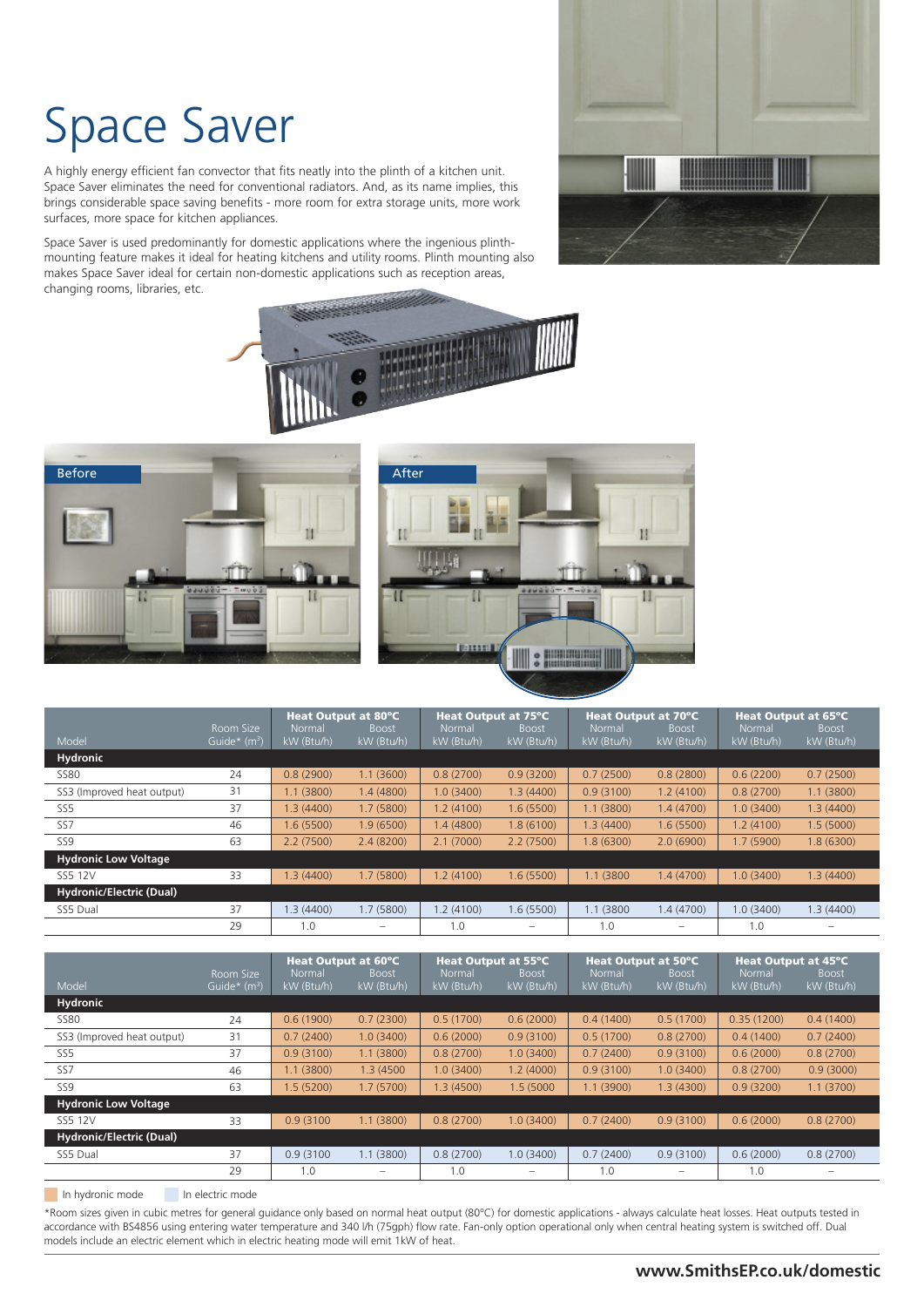# Space Saver

A highly energy efficient fan convector that fits neatly into the plinth of a kitchen unit. Space Saver eliminates the need for conventional radiators. And, as its name implies, this brings considerable space saving benefits - more room for extra storage units, more work surfaces, more space for kitchen appliances.

Space Saver is used predominantly for domestic applications where the ingenious plinth-mounting feature makes it ideal for heating kitchens and utility rooms. Plinth mounting also makes Space Saver ideal for certain non-domestic applications such as reception areas, changing rooms, libraries, etc.

Before

After

| Model | Room Size Guide* (m³) | Heat Output at 80°C Normal kW (Btu/h) | Heat Output at 80°C Boost kW (Btu/h) | Heat Output at 75°C Normal kW (Btu/h) | Heat Output at 75°C Boost kW (Btu/h) | Heat Output at 70°C Normal kW (Btu/h) | Heat Output at 70°C Boost kW (Btu/h) | Heat Output at 65°C Normal kW (Btu/h) | Heat Output at 65°C Boost kW (Btu/h) |
|---|---|---|---|---|---|---|---|---|---|
| **Hydronic** | | | | | | | | | |
| SS80 | 24 | 0.8 (2900) | 1.1 (3600) | 0.8 (2700) | 0.9 (3200) | 0.7 (2500) | 0.8 (2800) | 0.6 (2200) | 0.7 (2500) |
| SS3 (Improved heat output) | 31 | 1.1 (3800) | 1.4 (4800) | 1.0 (3400) | 1.3 (4400) | 0.9 (3100) | 1.2 (4100) | 0.8 (2700) | 1.1 (3800) |
| SS5 | 37 | 1.3 (4400) | 1.7 (5800) | 1.2 (4100) | 1.6 (5500) | 1.1 (3800) | 1.4 (4700) | 1.0 (3400) | 1.3 (4400) |
| SS7 | 46 | 1.6 (5500) | 1.9 (6500) | 1.4 (4800) | 1.8 (6100) | 1.3 (4400) | 1.6 (5500) | 1.2 (4100) | 1.5 (5000) |
| SS9 | 63 | 2.2 (7500) | 2.4 (8200) | 2.1 (7000) | 2.2 (7500) | 1.8 (6300) | 2.0 (6900) | 1.7 (5900) | 1.8 (6300) |
| **Hydronic Low Voltage** | | | | | | | | | |
| SS5 12V | 33 | 1.3 (4400) | 1.7 (5800) | 1.2 (4100) | 1.6 (5500) | 1.1 (3800 | 1.4 (4700) | 1.0 (3400) | 1.3 (4400) |
| **Hydronic/Electric (Dual)** | | | | | | | | | |
| SS5 Dual | 37 | 1.3 (4400) | 1.7 (5800) | 1.2 (4100) | 1.6 (5500) | 1.1 (3800 | 1.4 (4700) | 1.0 (3400) | 1.3 (4400) |
| | 29 | 1.0 | – | 1.0 | – | 1.0 | – | 1.0 | – |

| Model | Room Size Guide* (m³) | Heat Output at 60°C Normal kW (Btu/h) | Heat Output at 60°C Boost kW (Btu/h) | Heat Output at 55°C Normal kW (Btu/h) | Heat Output at 55°C Boost kW (Btu/h) | Heat Output at 50°C Normal kW (Btu/h) | Heat Output at 50°C Boost kW (Btu/h) | Heat Output at 45°C Normal kW (Btu/h) | Heat Output at 45°C Boost kW (Btu/h) |
|---|---|---|---|---|---|---|---|---|---|
| **Hydronic** | | | | | | | | | |
| SS80 | 24 | 0.6 (1900) | 0.7 (2300) | 0.5 (1700) | 0.6 (2000) | 0.4 (1400) | 0.5 (1700) | 0.35 (1200) | 0.4 (1400) |
| SS3 (Improved heat output) | 31 | 0.7 (2400) | 1.0 (3400) | 0.6 (2000) | 0.9 (3100) | 0.5 (1700) | 0.8 (2700) | 0.4 (1400) | 0.7 (2400) |
| SS5 | 37 | 0.9 (3100) | 1.1 (3800) | 0.8 (2700) | 1.0 (3400) | 0.7 (2400) | 0.9 (3100) | 0.6 (2000) | 0.8 (2700) |
| SS7 | 46 | 1.1 (3800) | 1.3 (4500 | 1.0 (3400) | 1.2 (4000) | 0.9 (3100) | 1.0 (3400) | 0.8 (2700) | 0.9 (3000) |
| SS9 | 63 | 1.5 (5200) | 1.7 (5700) | 1.3 (4500) | 1.5 (5000 | 1.1 (3900) | 1.3 (4300) | 0.9 (3200) | 1.1 (3700) |
| **Hydronic Low Voltage** | | | | | | | | | |
| SS5 12V | 33 | 0.9 (3100 | 1.1 (3800) | 0.8 (2700) | 1.0 (3400) | 0.7 (2400) | 0.9 (3100) | 0.6 (2000) | 0.8 (2700) |
| **Hydronic/Electric (Dual)** | | | | | | | | | |
| SS5 Dual | 37 | 0.9 (3100 | 1.1 (3800) | 0.8 (2700) | 1.0 (3400) | 0.7 (2400) | 0.9 (3100) | 0.6 (2000) | 0.8 (2700) |
| | 29 | 1.0 | – | 1.0 | – | 1.0 | – | 1.0 | – |

In hydronic mode &nbsp;&nbsp; In electric mode

*Room sizes given in cubic metres for general guidance only based on normal heat output (80°C) for domestic applications - always calculate heat losses. Heat outputs tested in accordance with BS4856 using entering water temperature and 340 l/h (75gph) flow rate. Fan-only option operational only when central heating system is switched off. Dual models include an electric element which in electric heating mode will emit 1kW of heat.

**www.SmithsEP.co.uk/domestic**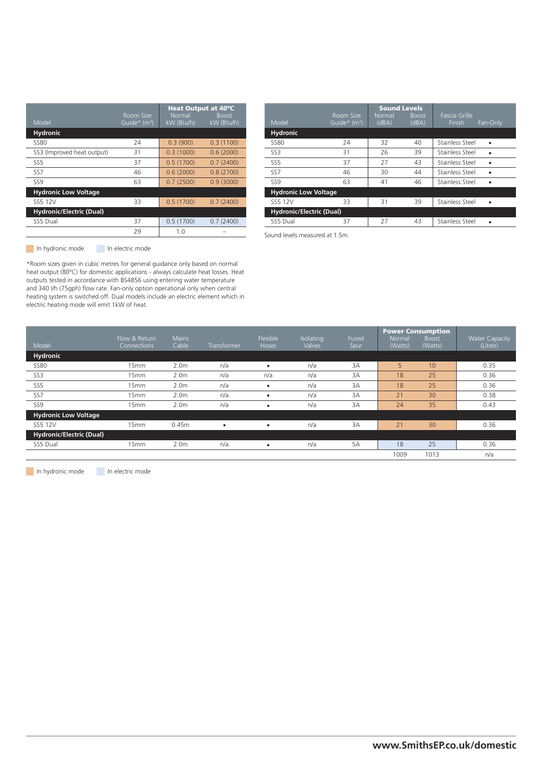| Model | Room Size Guide* ($m^3$) | Heat Output at 40ºC Normal kW (Btu/h) | Heat Output at 40ºC Boost kW (Btu/h) |
|---|---|---|---|
| **Hydronic** | | | |
| SS80 | 24 | 0.3 (900) | 0.3 (1100) |
| SS3 (Improved heat output) | 31 | 0.3 (1000) | 0.6 (2000) |
| SS5 | 37 | 0.5 (1700) | 0.7 (2400) |
| SS7 | 46 | 0.6 (2000) | 0.8 (2700) |
| SS9 | 63 | 0.7 (2500) | 0.9 (3000) |
| **Hydronic Low Voltage** | | | |
| SS5 12V | 33 | 0.5 (1700) | 0.7 (2400) |
| **Hydronic/Electric (Dual)** | | | |
| SS5 Dual | 37 | 0.5 (1700) | 0.7 (2400) |
| | 29 | 1.0 | – |

In hydronic mode &nbsp;&nbsp; In electric mode

*Room sizes given in cubic metres for general guidance only based on normal heat output (80ºC) for domestic applications - always calculate heat losses. Heat outputs tested in accordance with BS4856 using entering water temperature and 340 l/h (75gph) flow rate. Fan-only option operational only when central heating system is switched off. Dual models include an electric element which in electric heating mode will emit 1kW of heat.

| Model | Room Size Guide* ($m^3$) | Sound Levels Normal (dBA) | Sound Levels Boost (dBA) | Fascia Grille Finish | Fan-Only |
|---|---|---|---|---|---|
| **Hydronic** | | | | | |
| SS80 | 24 | 32 | 40 | Stainless Steel | • |
| SS3 | 31 | 26 | 39 | Stainless Steel | • |
| SS5 | 37 | 27 | 43 | Stainless Steel | • |
| SS7 | 46 | 30 | 44 | Stainless Steel | • |
| SS9 | 63 | 41 | 46 | Stainless Steel | • |
| **Hydronic Low Voltage** | | | | | |
| SS5 12V | 33 | 31 | 39 | Stainless Steel | • |
| **Hydronic/Electric (Dual)** | | | | | |
| SS5 Dual | 37 | 27 | 43 | Stainless Steel | • |

Sound levels measured at 1.5m.

| Model | Flow & Return Connections | Mains Cable | Transformer | Flexible Hoses | Isolating Valves | Fused Spur | Power Consumption Normal (Watts) | Power Consumption Boost (Watts) | Water Capacity (Litres) |
|---|---|---|---|---|---|---|---|---|---|
| **Hydronic** | | | | | | | | | |
| SS80 | 15mm | 2.0m | n/a | • | n/a | 3A | 5 | 10 | 0.35 |
| SS3 | 15mm | 2.0m | n/a | n/a | n/a | 3A | 18 | 25 | 0.36 |
| SS5 | 15mm | 2.0m | n/a | • | n/a | 3A | 18 | 25 | 0.36 |
| SS7 | 15mm | 2.0m | n/a | • | n/a | 3A | 21 | 30 | 0.38 |
| SS9 | 15mm | 2.0m | n/a | • | n/a | 3A | 24 | 35 | 0.43 |
| **Hydronic Low Voltage** | | | | | | | | | |
| SS5 12V | 15mm | 0.45m | • | • | n/a | 3A | 21 | 30 | 0.36 |
| **Hydronic/Electric (Dual)** | | | | | | | | | |
| SS5 Dual | 15mm | 2.0m | n/a | • | n/a | 5A | 18 | 25 | 0.36 |
| | | | | | | | 1009 | 1013 | n/a |

In hydronic mode &nbsp;&nbsp; In electric mode

**www.SmithsEP.co.uk/domestic**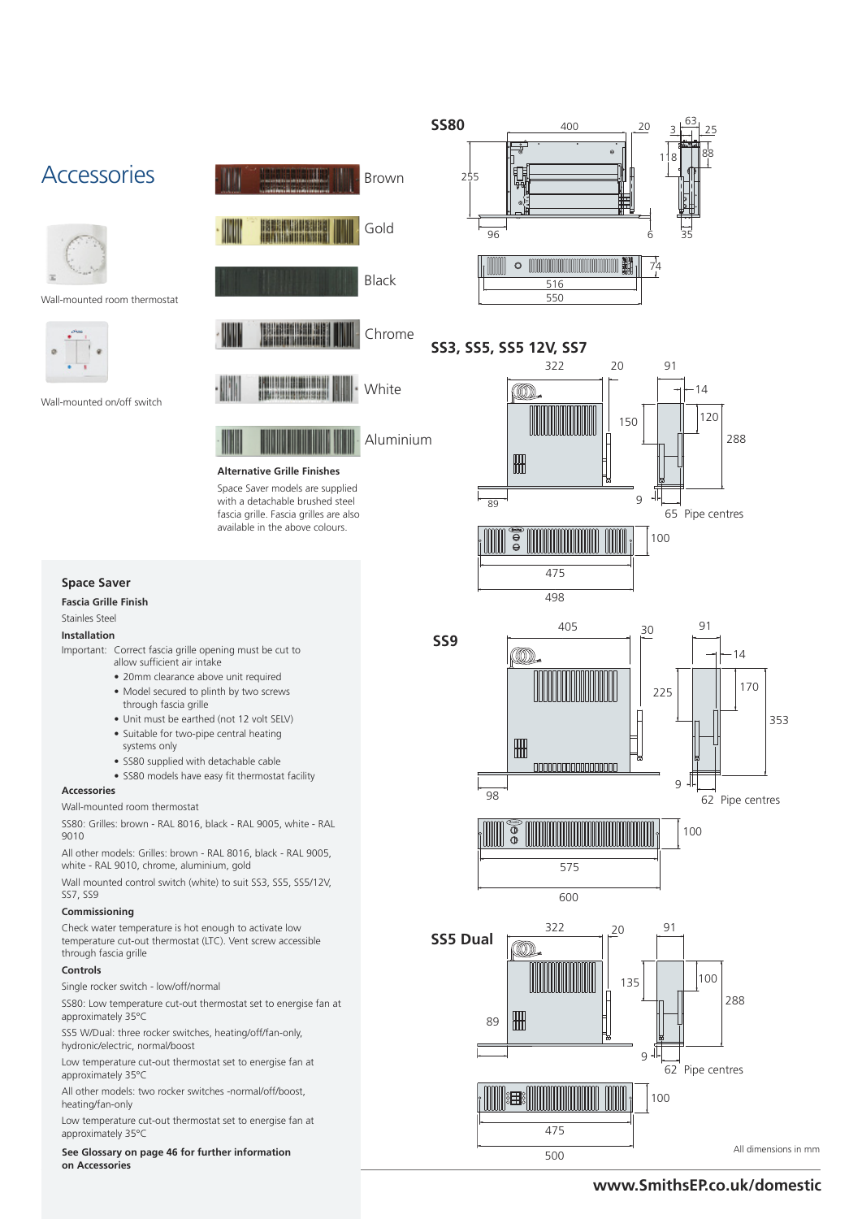# Accessories

Wall-mounted room thermostat

Wall-mounted on/off switch

Brown

Gold

Black

Chrome

White

Aluminium

**Alternative Grille Finishes**

Space Saver models are supplied with a detachable brushed steel fascia grille. Fascia grilles are also available in the above colours.

## Space Saver

**Fascia Grille Finish**

Stainles Steel

**Installation**

Important: Correct fascia grille opening must be cut to allow sufficient air intake

- 20mm clearance above unit required
- Model secured to plinth by two screws through fascia grille
- Unit must be earthed (not 12 volt SELV)
- Suitable for two-pipe central heating systems only
- SS80 supplied with detachable cable
- SS80 models have easy fit thermostat facility

**Accessories**

Wall-mounted room thermostat

SS80: Grilles: brown - RAL 8016, black - RAL 9005, white - RAL 9010

All other models: Grilles: brown - RAL 8016, black - RAL 9005, white - RAL 9010, chrome, aluminium, gold

Wall mounted control switch (white) to suit SS3, SS5, SS5/12V, SS7, SS9

**Commissioning**

Check water temperature is hot enough to activate low temperature cut-out thermostat (LTC). Vent screw accessible through fascia grille

**Controls**

Single rocker switch - low/off/normal

SS80: Low temperature cut-out thermostat set to energise fan at approximately 35°C

SS5 W/Dual: three rocker switches, heating/off/fan-only, hydronic/electric, normal/boost

Low temperature cut-out thermostat set to energise fan at approximately 35°C

All other models: two rocker switches -normal/off/boost, heating/fan-only

Low temperature cut-out thermostat set to energise fan at approximately 35°C

**See Glossary on page 46 for further information on Accessories**

**SS80**

400, 20, 63, 3, 25, 118, 88, 255, 96, 6, 35, 74, 516, 550

**SS3, SS5, SS5 12V, SS7**

322, 20, 91, 14, 150, 120, 288, 89, 9, 65 Pipe centres, 100, 475, 498

**SS9**

405, 30, 91, 14, 225, 170, 353, 98, 9, 62 Pipe centres, 100, 575, 600

**SS5 Dual**

322, 20, 91, 135, 100, 288, 89, 9, 62 Pipe centres, 100, 475, 500

All dimensions in mm

www.SmithsEP.co.uk/domestic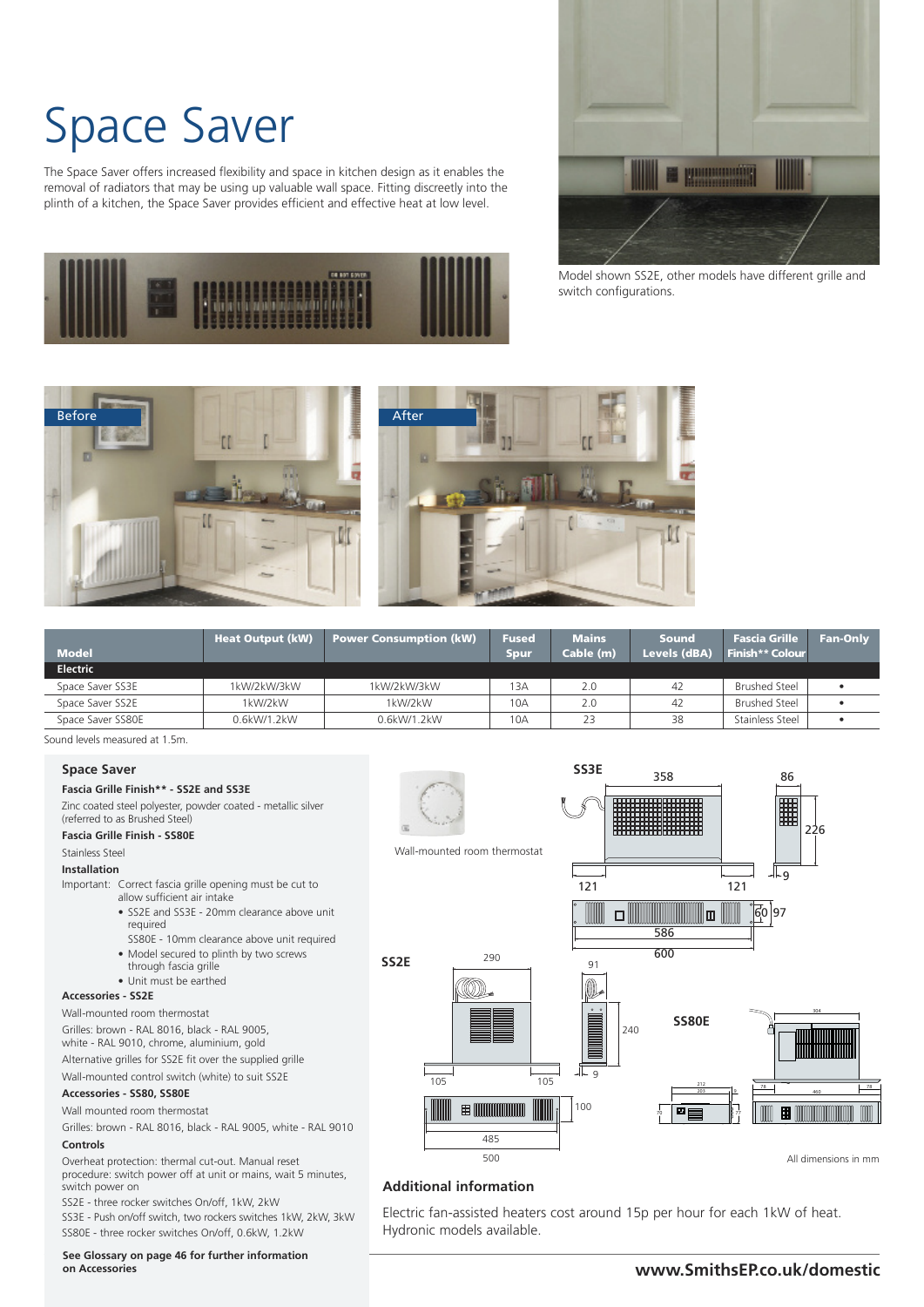# Space Saver

The Space Saver offers increased flexibility and space in kitchen design as it enables the removal of radiators that may be using up valuable wall space. Fitting discreetly into the plinth of a kitchen, the Space Saver provides efficient and effective heat at low level.

Model shown SS2E, other models have different grille and switch configurations.

Before

After

| Model | Heat Output (kW) | Power Consumption (kW) | Fused Spur | Mains Cable (m) | Sound Levels (dBA) | Fascia Grille Finish** Colour | Fan-Only |
|---|---|---|---|---|---|---|---|
| **Electric** | | | | | | | |
| Space Saver SS3E | 1kW/2kW/3kW | 1kW/2kW/3kW | 13A | 2.0 | 42 | Brushed Steel | • |
| Space Saver SS2E | 1kW/2kW | 1kW/2kW | 10A | 2.0 | 42 | Brushed Steel | • |
| Space Saver SS80E | 0.6kW/1.2kW | 0.6kW/1.2kW | 10A | 23 | 38 | Stainless Steel | • |

Sound levels measured at 1.5m.

## Space Saver

**Fascia Grille Finish** - SS2E and SS3E**

Zinc coated steel polyester, powder coated - metallic silver (referred to as Brushed Steel)

**Fascia Grille Finish - SS80E**

Stainless Steel

**Installation**

Important: Correct fascia grille opening must be cut to allow sufficient air intake

- SS2E and SS3E - 20mm clearance above unit required
  SS80E - 10mm clearance above unit required
- Model secured to plinth by two screws through fascia grille
- Unit must be earthed

**Accessories - SS2E**

Wall-mounted room thermostat

Grilles: brown - RAL 8016, black - RAL 9005, white - RAL 9010, chrome, aluminium, gold

Alternative grilles for SS2E fit over the supplied grille

Wall-mounted control switch (white) to suit SS2E

**Accessories - SS80, SS80E**

Wall mounted room thermostat

Grilles: brown - RAL 8016, black - RAL 9005, white - RAL 9010

**Controls**

Overheat protection: thermal cut-out. Manual reset procedure: switch power off at unit or mains, wait 5 minutes, switch power on

SS2E - three rocker switches On/off, 1kW, 2kW

SS3E - Push on/off switch, two rockers switches 1kW, 2kW, 3kW

SS80E - three rocker switches On/off, 0.6kW, 1.2kW

**See Glossary on page 46 for further information on Accessories**

Wall-mounted room thermostat

SS3E
358
86
226
9
121
121
60
97
586
600

SS2E
290
91
240
9
105
105
100
485
500

SS80E
304
212
203
76
460
76
70
77

All dimensions in mm

### Additional information

Electric fan-assisted heaters cost around 15p per hour for each 1kW of heat. Hydronic models available.

**www.SmithsEP.co.uk/domestic**